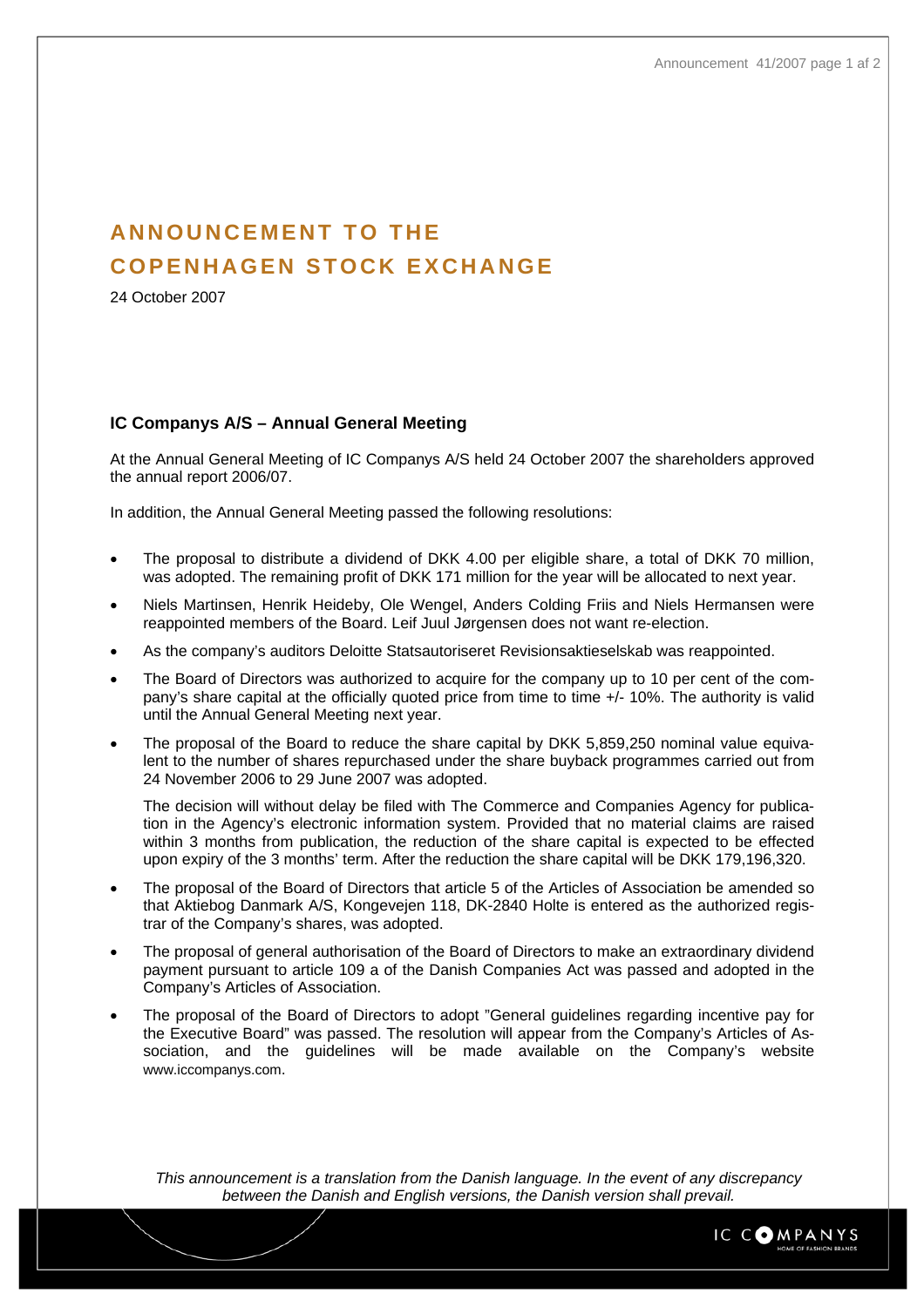# ANNOUNCEMENT TO THE COPENHAGEN STOCK EXCHANGE

24 October 2007

### IC Companys A/S – Annual General Meeting

At the Annual General Meeting of IC Companys A/S held 24 October 2007 the shareholders approved the annual report 2006/07.

In addition, the Annual General Meeting passed the following resolutions:

- The proposal to distribute a dividend of DKK 4.00 per eligible share, a total of DKK 70 million, was adopted. The remaining profit of DKK 171 million for the year will be allocated to next year.
- Niels Martinsen, Henrik Heideby, Ole Wengel, Anders Colding Friis and Niels Hermansen were reappointed members of the Board. Leif Juul Jørgensen does not want re-election.
- As the company's auditors Deloitte Statsautoriseret Revisionsaktieselskab was reappointed.
- The Board of Directors was authorized to acquire for the company up to 10 per cent of the company's share capital at the officially quoted price from time to time +/- 10%. The authority is valid until the Annual General Meeting next year.
- The proposal of the Board to reduce the share capital by DKK 5,859,250 nominal value equivalent to the number of shares repurchased under the share buyback programmes carried out from 24 November 2006 to 29 June 2007 was adopted.

  The decision will without delay be filed with The Commerce and Companies Agency for publication in the Agency's electronic information system. Provided that no material claims are raised within 3 months from publication, the reduction of the share capital is expected to be effected upon expiry of the 3 months' term. After the reduction the share capital will be DKK 179,196,320.
- The proposal of the Board of Directors that article 5 of the Articles of Association be amended so that Aktiebog Danmark A/S, Kongevejen 118, DK-2840 Holte is entered as the authorized registrar of the Company's shares, was adopted.
- The proposal of general authorisation of the Board of Directors to make an extraordinary dividend payment pursuant to article 109 a of the Danish Companies Act was passed and adopted in the Company's Articles of Association.
- The proposal of the Board of Directors to adopt "General guidelines regarding incentive pay for the Executive Board" was passed. The resolution will appear from the Company's Articles of Association, and the guidelines will be made available on the Company's website www.iccompanys.com.

*This announcement is a translation from the Danish language. In the event of any discrepancy between the Danish and English versions, the Danish version shall prevail.*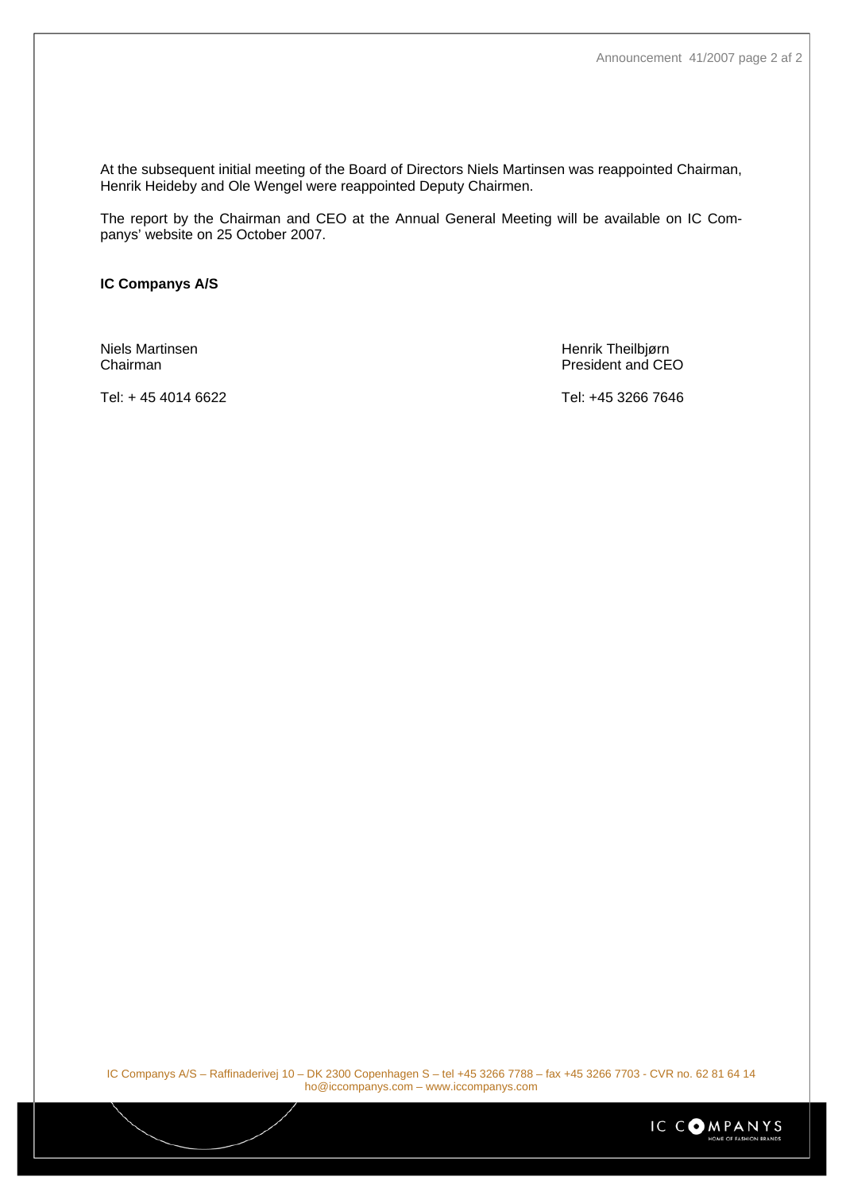At the subsequent initial meeting of the Board of Directors Niels Martinsen was reappointed Chairman, Henrik Heideby and Ole Wengel were reappointed Deputy Chairmen.

The report by the Chairman and CEO at the Annual General Meeting will be available on IC Companys' website on 25 October 2007.

**IC Companys A/S**

Niels Martinsen
Chairman

Tel: + 45 4014 6622

Henrik Theilbjørn
President and CEO

Tel: +45 3266 7646

IC Companys A/S – Raffinaderivej 10 – DK 2300 Copenhagen S – tel +45 3266 7788 – fax +45 3266 7703 - CVR no. 62 81 64 14
ho@iccompanys.com – www.iccompanys.com